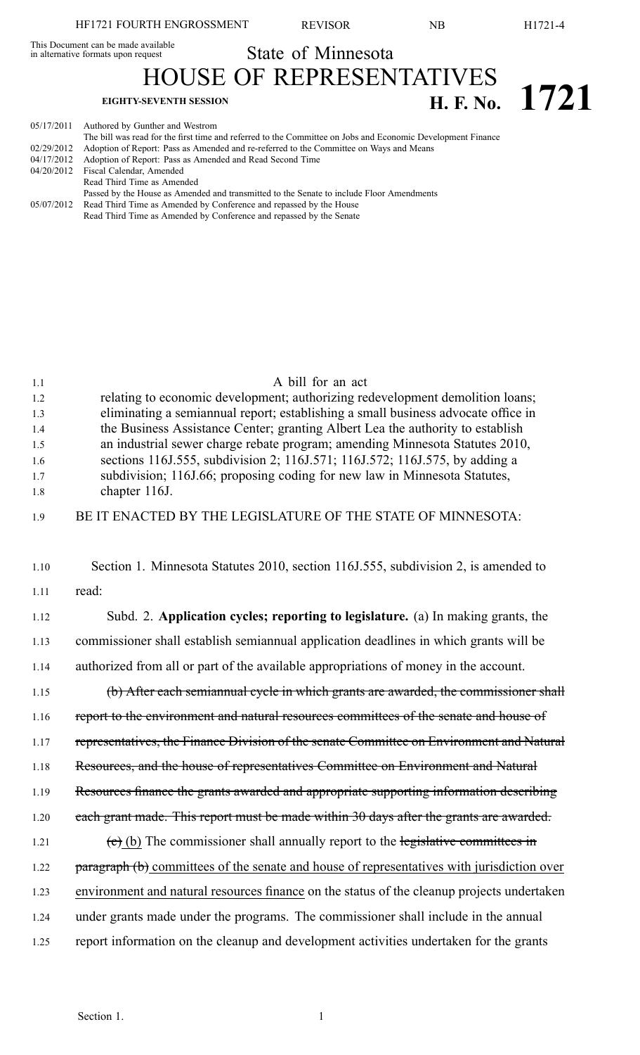This Document can be made available in alternative formats upon request

# State of Minnesota

# HOUSE OF REPRESENTATIVES

**EIGHTY-SEVENTH SESSION** **H. F. No. 1721**

05/17/2011 Authored by Gunther and Westrom
The bill was read for the first time and referred to the Committee on Jobs and Economic Development Finance
02/29/2012 Adoption of Report: Pass as Amended and re-referred to the Committee on Ways and Means
04/17/2012 Adoption of Report: Pass as Amended and Read Second Time
04/20/2012 Fiscal Calendar, Amended
Read Third Time as Amended
Passed by the House as Amended and transmitted to the Senate to include Floor Amendments
05/07/2012 Read Third Time as Amended by Conference and repassed by the House
Read Third Time as Amended by Conference and repassed by the Senate

A bill for an act

relating to economic development; authorizing redevelopment demolition loans; eliminating a semiannual report; establishing a small business advocate office in the Business Assistance Center; granting Albert Lea the authority to establish an industrial sewer charge rebate program; amending Minnesota Statutes 2010, sections 116J.555, subdivision 2; 116J.571; 116J.572; 116J.575, by adding a subdivision; 116J.66; proposing coding for new law in Minnesota Statutes, chapter 116J.

BE IT ENACTED BY THE LEGISLATURE OF THE STATE OF MINNESOTA:

Section 1. Minnesota Statutes 2010, section 116J.555, subdivision 2, is amended to read:

Subd. 2. **Application cycles; reporting to legislature.** (a) In making grants, the commissioner shall establish semiannual application deadlines in which grants will be authorized from all or part of the available appropriations of money in the account.

~~(b) After each semiannual cycle in which grants are awarded, the commissioner shall report to the environment and natural resources committees of the senate and house of representatives, the Finance Division of the senate Committee on Environment and Natural Resources, and the house of representatives Committee on Environment and Natural Resources finance the grants awarded and appropriate supporting information describing each grant made. This report must be made within 30 days after the grants are awarded.~~

~~(c)~~ (b) The commissioner shall annually report to the ~~legislative committees in paragraph (b)~~ committees of the senate and house of representatives with jurisdiction over environment and natural resources finance on the status of the cleanup projects undertaken under grants made under the programs. The commissioner shall include in the annual report information on the cleanup and development activities undertaken for the grants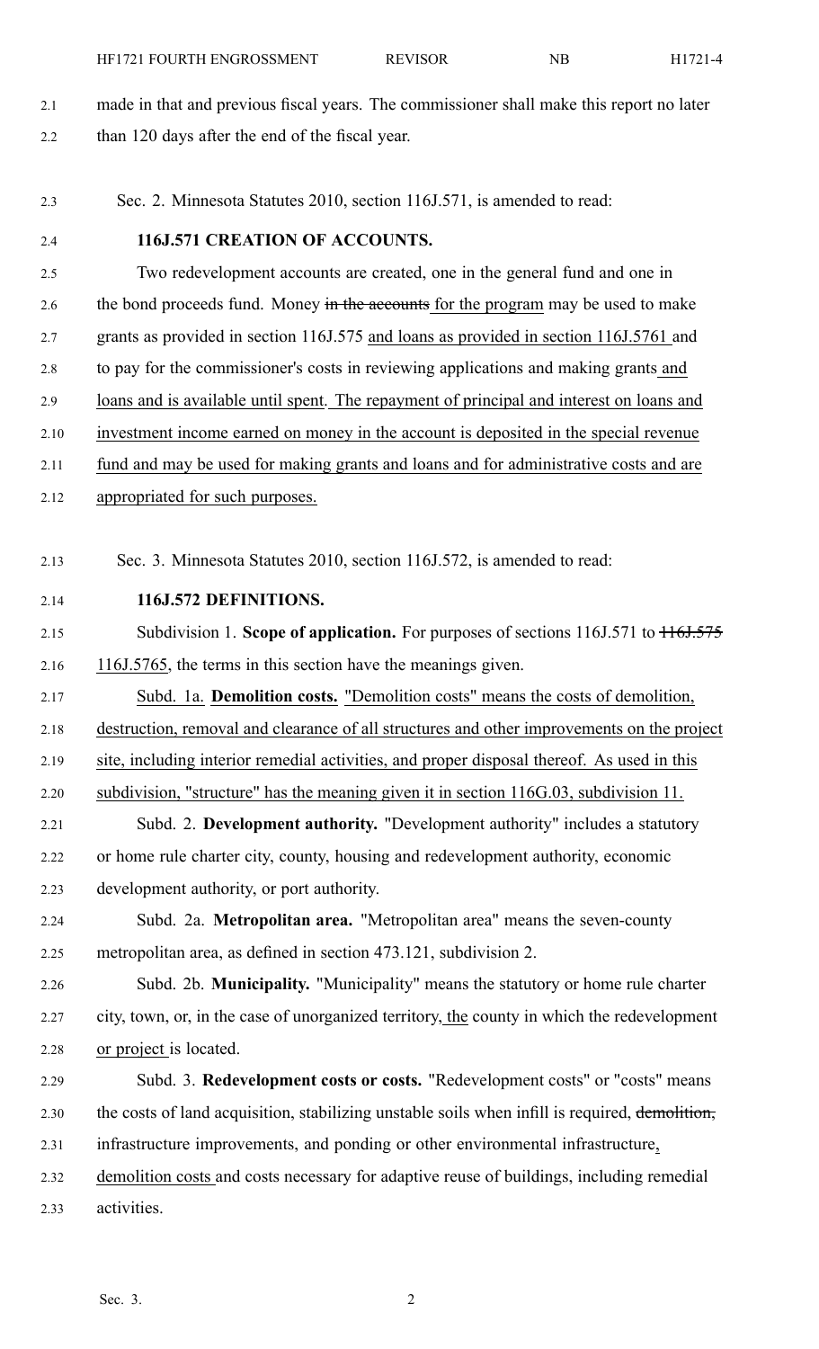made in that and previous fiscal years. The commissioner shall make this report no later than 120 days after the end of the fiscal year.

Sec. 2. Minnesota Statutes 2010, section 116J.571, is amended to read:

**116J.571 CREATION OF ACCOUNTS.**

Two redevelopment accounts are created, one in the general fund and one in the bond proceeds fund. Money ~~in the accounts~~ for the program may be used to make grants as provided in section 116J.575 and loans as provided in section 116J.5761 and to pay for the commissioner's costs in reviewing applications and making grants and loans and is available until spent. The repayment of principal and interest on loans and investment income earned on money in the account is deposited in the special revenue fund and may be used for making grants and loans and for administrative costs and are appropriated for such purposes.

Sec. 3. Minnesota Statutes 2010, section 116J.572, is amended to read:

**116J.572 DEFINITIONS.**

Subdivision 1. **Scope of application.** For purposes of sections 116J.571 to ~~116J.575~~ 116J.5765, the terms in this section have the meanings given.

Subd. 1a. **Demolition costs.** "Demolition costs" means the costs of demolition, destruction, removal and clearance of all structures and other improvements on the project site, including interior remedial activities, and proper disposal thereof. As used in this subdivision, "structure" has the meaning given it in section 116G.03, subdivision 11.

Subd. 2. **Development authority.** "Development authority" includes a statutory or home rule charter city, county, housing and redevelopment authority, economic development authority, or port authority.

Subd. 2a. **Metropolitan area.** "Metropolitan area" means the seven-county metropolitan area, as defined in section 473.121, subdivision 2.

Subd. 2b. **Municipality.** "Municipality" means the statutory or home rule charter city, town, or, in the case of unorganized territory, the county in which the redevelopment or project is located.

Subd. 3. **Redevelopment costs or costs.** "Redevelopment costs" or "costs" means the costs of land acquisition, stabilizing unstable soils when infill is required, ~~demolition,~~ infrastructure improvements, and ponding or other environmental infrastructure, demolition costs and costs necessary for adaptive reuse of buildings, including remedial activities.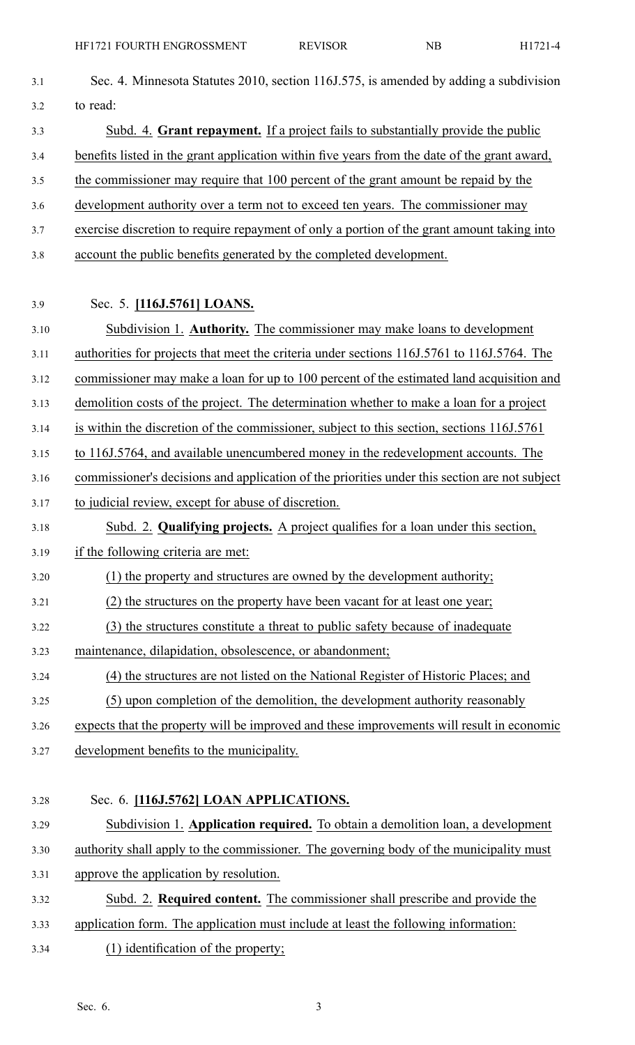Sec. 4. Minnesota Statutes 2010, section 116J.575, is amended by adding a subdivision to read:

Subd. 4. **Grant repayment.** If a project fails to substantially provide the public benefits listed in the grant application within five years from the date of the grant award, the commissioner may require that 100 percent of the grant amount be repaid by the development authority over a term not to exceed ten years. The commissioner may exercise discretion to require repayment of only a portion of the grant amount taking into account the public benefits generated by the completed development.

Sec. 5. **[116J.5761] LOANS.**

Subdivision 1. **Authority.** The commissioner may make loans to development authorities for projects that meet the criteria under sections 116J.5761 to 116J.5764. The commissioner may make a loan for up to 100 percent of the estimated land acquisition and demolition costs of the project. The determination whether to make a loan for a project is within the discretion of the commissioner, subject to this section, sections 116J.5761 to 116J.5764, and available unencumbered money in the redevelopment accounts. The commissioner's decisions and application of the priorities under this section are not subject to judicial review, except for abuse of discretion.

Subd. 2. **Qualifying projects.** A project qualifies for a loan under this section, if the following criteria are met:

(1) the property and structures are owned by the development authority;

(2) the structures on the property have been vacant for at least one year;

(3) the structures constitute a threat to public safety because of inadequate maintenance, dilapidation, obsolescence, or abandonment;

(4) the structures are not listed on the National Register of Historic Places; and

(5) upon completion of the demolition, the development authority reasonably expects that the property will be improved and these improvements will result in economic development benefits to the municipality.

Sec. 6. **[116J.5762] LOAN APPLICATIONS.**

Subdivision 1. **Application required.** To obtain a demolition loan, a development authority shall apply to the commissioner. The governing body of the municipality must approve the application by resolution.

Subd. 2. **Required content.** The commissioner shall prescribe and provide the application form. The application must include at least the following information:

(1) identification of the property;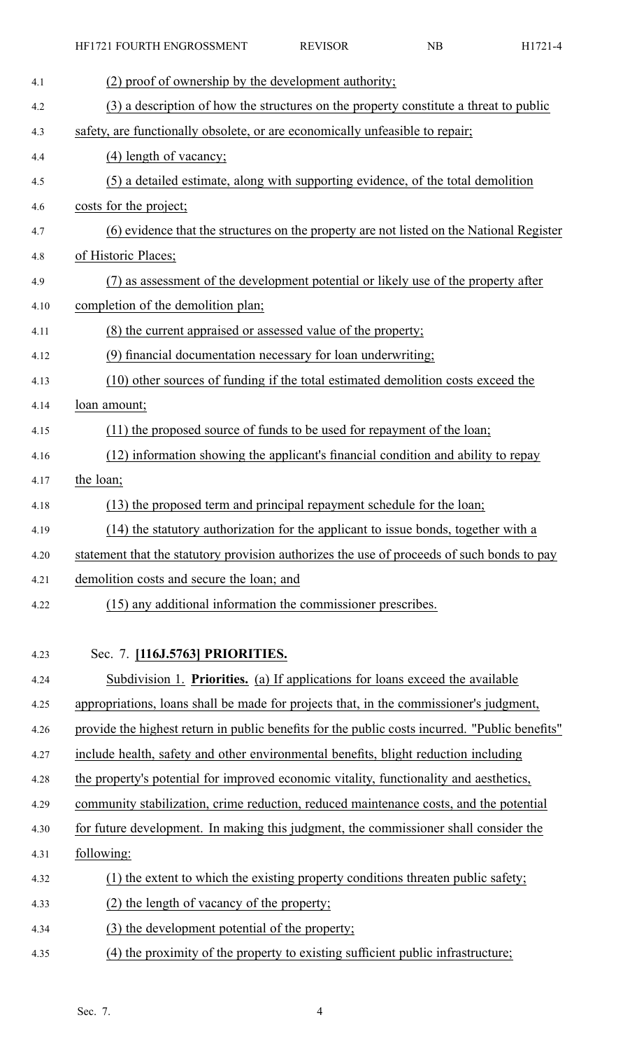(2) proof of ownership by the development authority;

(3) a description of how the structures on the property constitute a threat to public safety, are functionally obsolete, or are economically unfeasible to repair;

(4) length of vacancy;

(5) a detailed estimate, along with supporting evidence, of the total demolition costs for the project;

(6) evidence that the structures on the property are not listed on the National Register of Historic Places;

(7) as assessment of the development potential or likely use of the property after completion of the demolition plan;

(8) the current appraised or assessed value of the property;

(9) financial documentation necessary for loan underwriting;

(10) other sources of funding if the total estimated demolition costs exceed the loan amount;

(11) the proposed source of funds to be used for repayment of the loan;

(12) information showing the applicant's financial condition and ability to repay the loan;

(13) the proposed term and principal repayment schedule for the loan;

(14) the statutory authorization for the applicant to issue bonds, together with a statement that the statutory provision authorizes the use of proceeds of such bonds to pay demolition costs and secure the loan; and

(15) any additional information the commissioner prescribes.

Sec. 7. **[116J.5763] PRIORITIES.**

Subdivision 1. **Priorities.** (a) If applications for loans exceed the available appropriations, loans shall be made for projects that, in the commissioner's judgment, provide the highest return in public benefits for the public costs incurred. "Public benefits" include health, safety and other environmental benefits, blight reduction including the property's potential for improved economic vitality, functionality and aesthetics, community stabilization, crime reduction, reduced maintenance costs, and the potential for future development. In making this judgment, the commissioner shall consider the following:

(1) the extent to which the existing property conditions threaten public safety;

(2) the length of vacancy of the property;

(3) the development potential of the property;

(4) the proximity of the property to existing sufficient public infrastructure;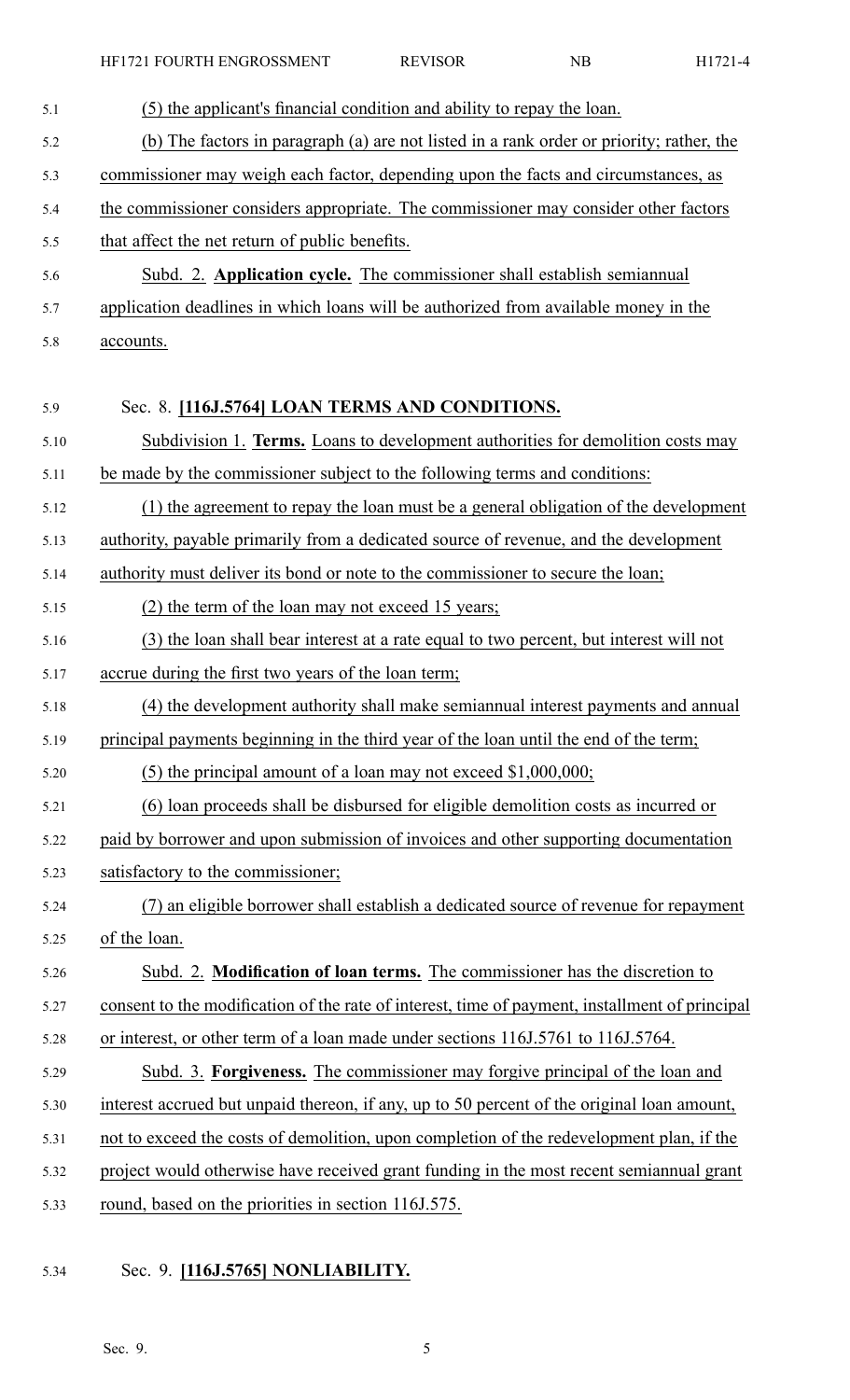(5) the applicant's financial condition and ability to repay the loan.

(b) The factors in paragraph (a) are not listed in a rank order or priority; rather, the commissioner may weigh each factor, depending upon the facts and circumstances, as the commissioner considers appropriate. The commissioner may consider other factors that affect the net return of public benefits.

Subd. 2. **Application cycle.** The commissioner shall establish semiannual application deadlines in which loans will be authorized from available money in the accounts.

Sec. 8. **[116J.5764] LOAN TERMS AND CONDITIONS.**

Subdivision 1. **Terms.** Loans to development authorities for demolition costs may be made by the commissioner subject to the following terms and conditions:

(1) the agreement to repay the loan must be a general obligation of the development authority, payable primarily from a dedicated source of revenue, and the development authority must deliver its bond or note to the commissioner to secure the loan;

(2) the term of the loan may not exceed 15 years;

(3) the loan shall bear interest at a rate equal to two percent, but interest will not accrue during the first two years of the loan term;

(4) the development authority shall make semiannual interest payments and annual principal payments beginning in the third year of the loan until the end of the term;

(5) the principal amount of a loan may not exceed $1,000,000;

(6) loan proceeds shall be disbursed for eligible demolition costs as incurred or paid by borrower and upon submission of invoices and other supporting documentation satisfactory to the commissioner;

(7) an eligible borrower shall establish a dedicated source of revenue for repayment of the loan.

Subd. 2. **Modification of loan terms.** The commissioner has the discretion to consent to the modification of the rate of interest, time of payment, installment of principal or interest, or other term of a loan made under sections 116J.5761 to 116J.5764.

Subd. 3. **Forgiveness.** The commissioner may forgive principal of the loan and interest accrued but unpaid thereon, if any, up to 50 percent of the original loan amount, not to exceed the costs of demolition, upon completion of the redevelopment plan, if the project would otherwise have received grant funding in the most recent semiannual grant round, based on the priorities in section 116J.575.

Sec. 9. **[116J.5765] NONLIABILITY.**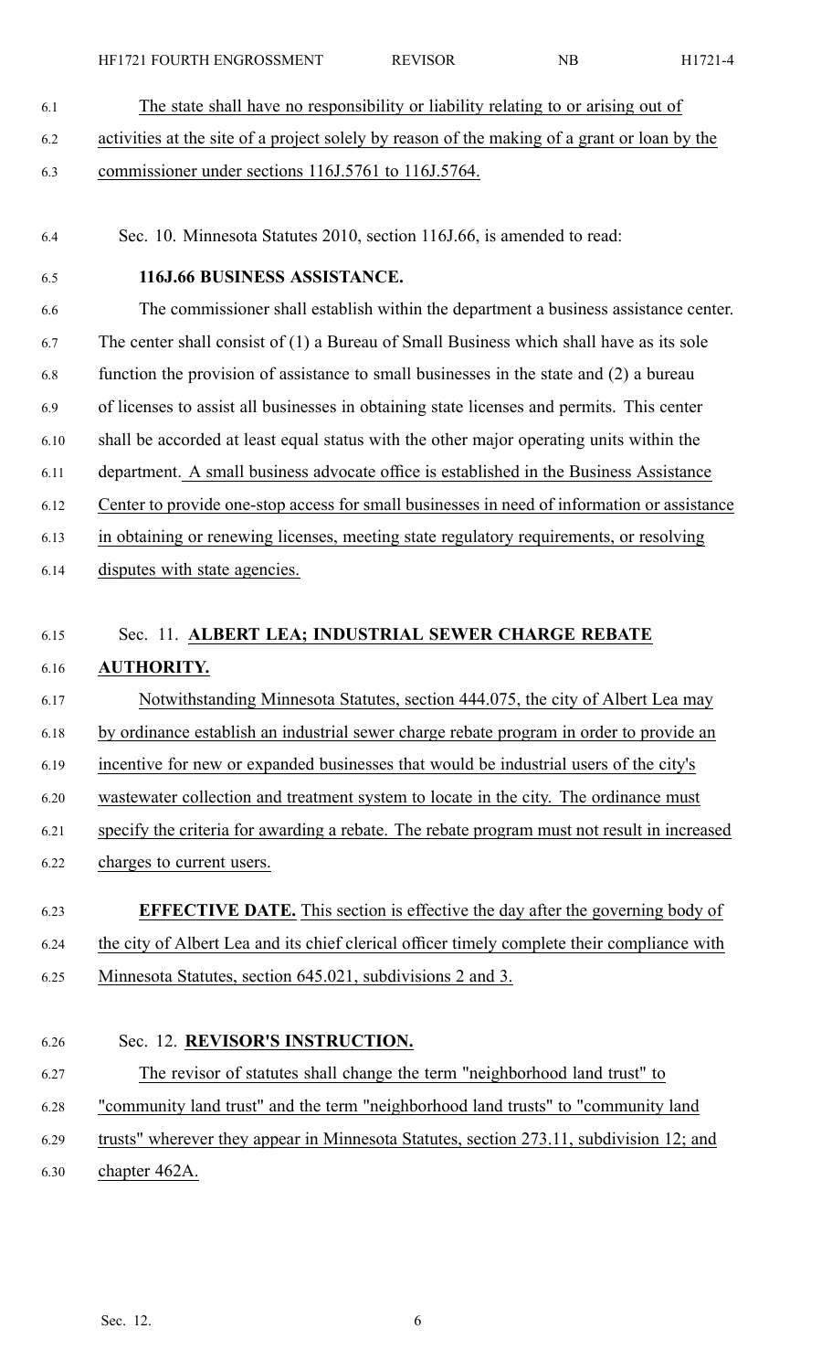The state shall have no responsibility or liability relating to or arising out of activities at the site of a project solely by reason of the making of a grant or loan by the commissioner under sections 116J.5761 to 116J.5764.

Sec. 10. Minnesota Statutes 2010, section 116J.66, is amended to read:

**116J.66 BUSINESS ASSISTANCE.**

The commissioner shall establish within the department a business assistance center. The center shall consist of (1) a Bureau of Small Business which shall have as its sole function the provision of assistance to small businesses in the state and (2) a bureau of licenses to assist all businesses in obtaining state licenses and permits. This center shall be accorded at least equal status with the other major operating units within the department. A small business advocate office is established in the Business Assistance Center to provide one-stop access for small businesses in need of information or assistance in obtaining or renewing licenses, meeting state regulatory requirements, or resolving disputes with state agencies.

Sec. 11. **ALBERT LEA; INDUSTRIAL SEWER CHARGE REBATE AUTHORITY.**

Notwithstanding Minnesota Statutes, section 444.075, the city of Albert Lea may by ordinance establish an industrial sewer charge rebate program in order to provide an incentive for new or expanded businesses that would be industrial users of the city's wastewater collection and treatment system to locate in the city. The ordinance must specify the criteria for awarding a rebate. The rebate program must not result in increased charges to current users.

**EFFECTIVE DATE.** This section is effective the day after the governing body of the city of Albert Lea and its chief clerical officer timely complete their compliance with Minnesota Statutes, section 645.021, subdivisions 2 and 3.

Sec. 12. **REVISOR'S INSTRUCTION.**

The revisor of statutes shall change the term "neighborhood land trust" to "community land trust" and the term "neighborhood land trusts" to "community land trusts" wherever they appear in Minnesota Statutes, section 273.11, subdivision 12; and chapter 462A.